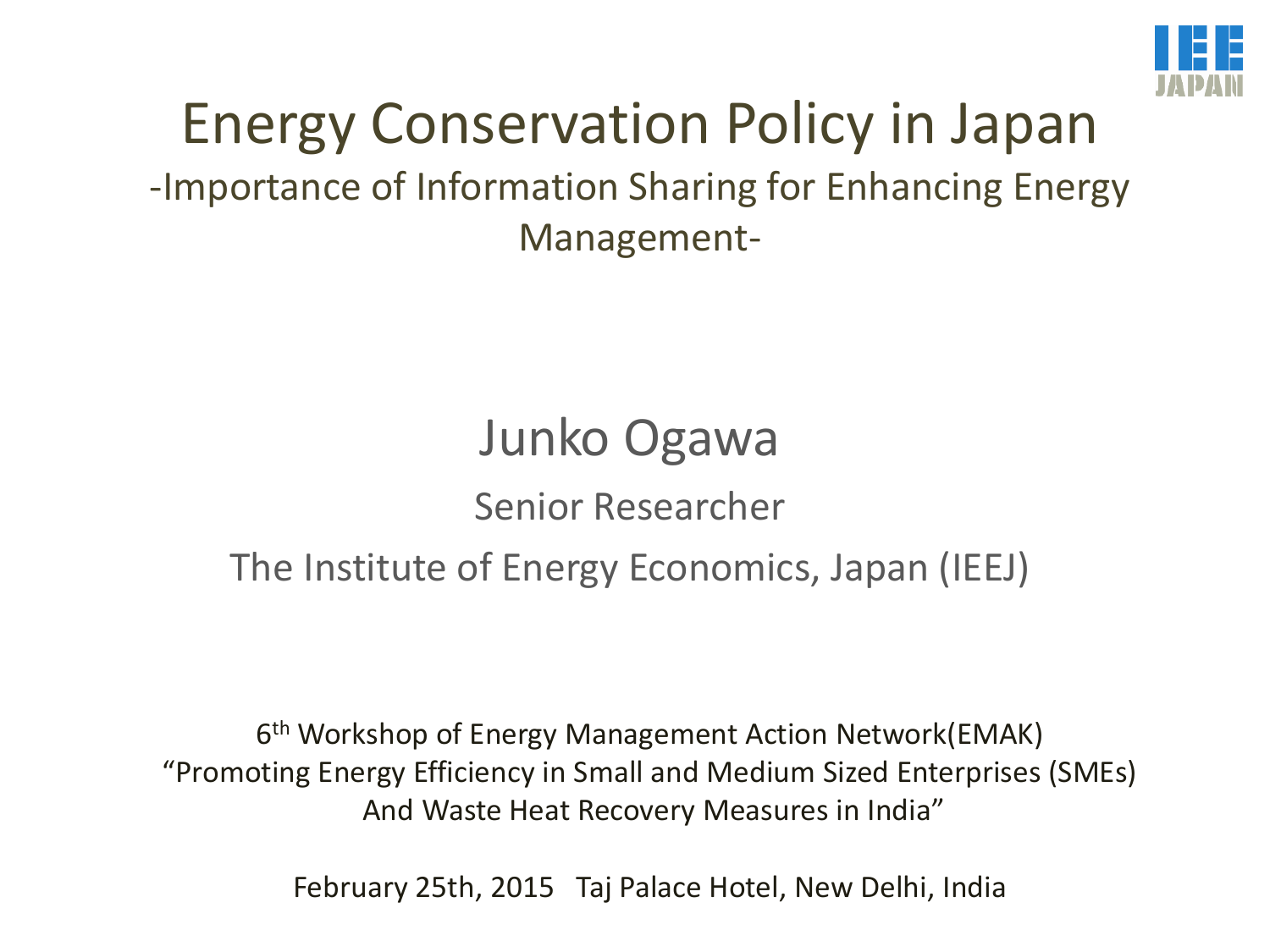# Energy Conservation Policy in Japan

## -Importance of Information Sharing for Enhancing Energy Management-

Junko Ogawa

Senior Researcher

The Institute of Energy Economics, Japan (IEEJ)

6th Workshop of Energy Management Action Network(EMAK)
"Promoting Energy Efficiency in Small and Medium Sized Enterprises (SMEs) And Waste Heat Recovery Measures in India"

February 25th, 2015 Taj Palace Hotel, New Delhi, India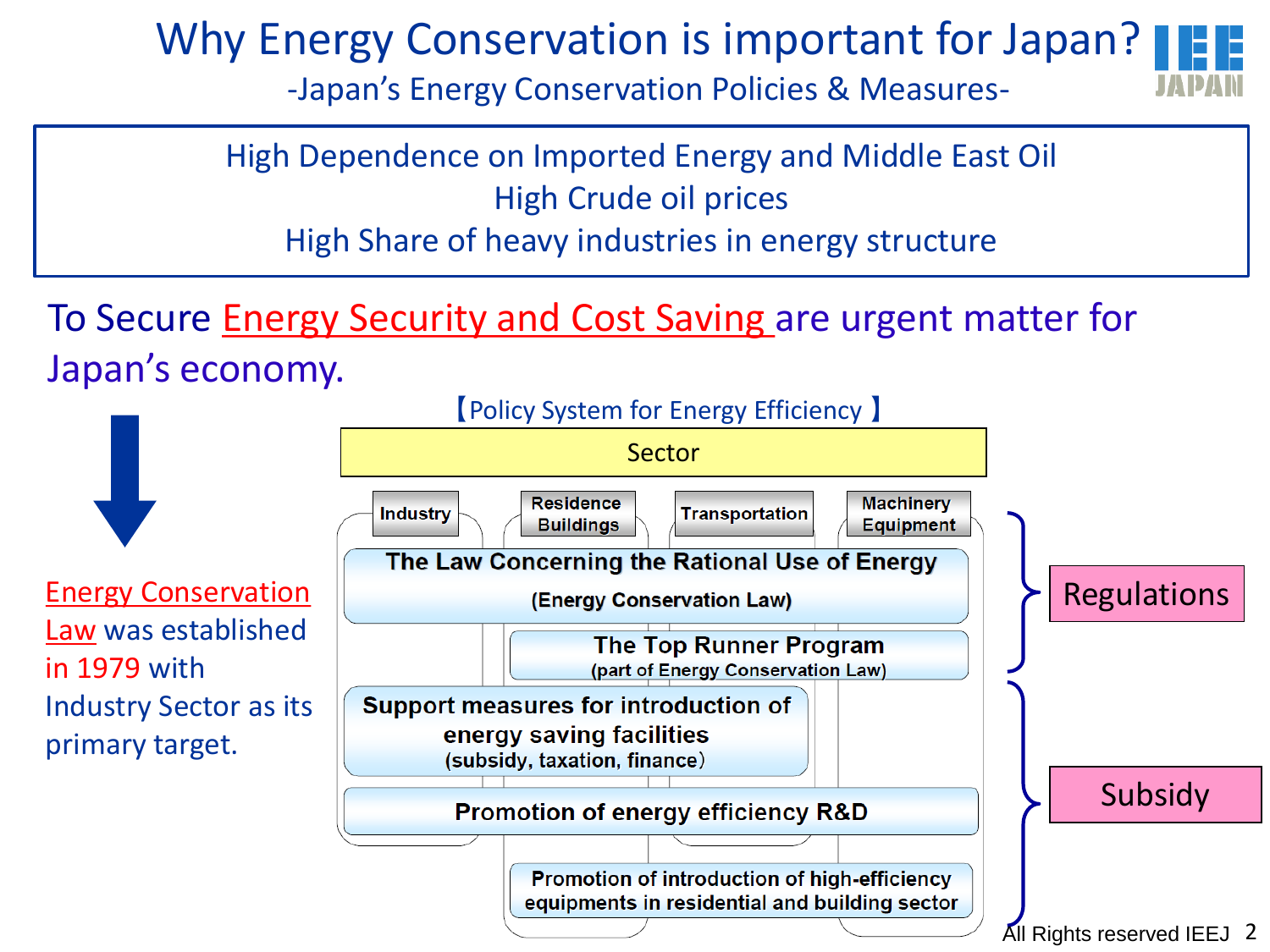# Why Energy Conservation is important for Japan?

## -Japan's Energy Conservation Policies & Measures-

High Dependence on Imported Energy and Middle East Oil
High Crude oil prices
High Share of heavy industries in energy structure

To Secure **Energy Security and Cost Saving** are urgent matter for Japan's economy.

**Energy Conservation Law** was established in 1979 with Industry Sector as its primary target.

【Policy System for Energy Efficiency】

**Sector**

- Industry
- Residence Buildings
- Transportation
- Machinery Equipment

**Regulations**

- **The Law Concerning the Rational Use of Energy** (Energy Conservation Law)
- **The Top Runner Program** (part of Energy Conservation Law)

**Subsidy**

- **Support measures for introduction of energy saving facilities** (subsidy, taxation, finance)
- **Promotion of energy efficiency R&D**
- **Promotion of introduction of high-efficiency equipments in residential and building sector**

All Rights reserved IEEJ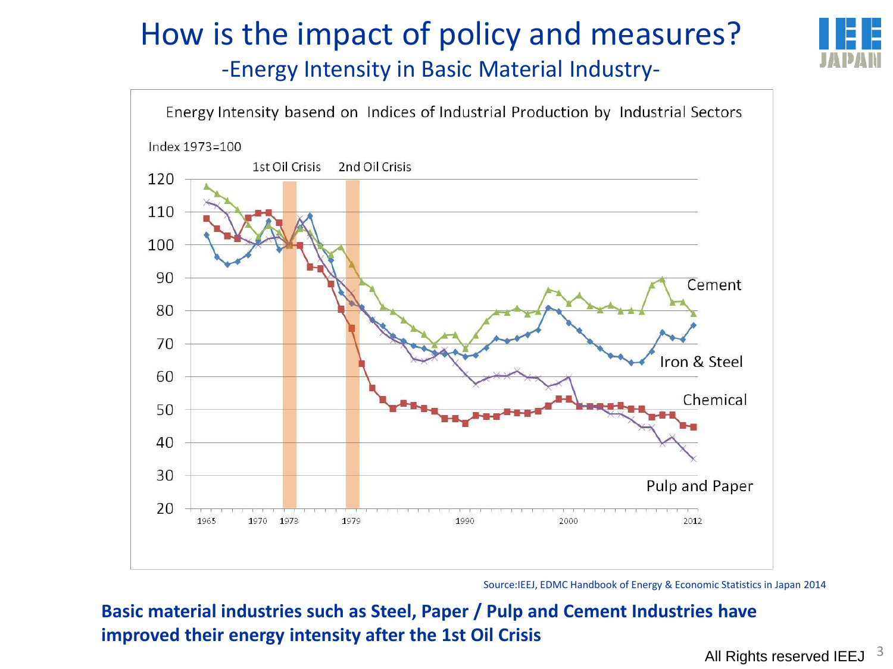# How is the impact of policy and measures?

## -Energy Intensity in Basic Material Industry-

Energy Intensity basend on Indices of Industrial Production by Industrial Sectors

Index 1973=100

1st Oil Crisis | 2nd Oil Crisis

Cement, Iron & Steel, Chemical, Pulp and Paper

Source:IEEJ, EDMC Handbook of Energy & Economic Statistics in Japan 2014

**Basic material industries such as Steel, Paper / Pulp and Cement Industries have improved their energy intensity after the 1st Oil Crisis**

All Rights reserved IEEJ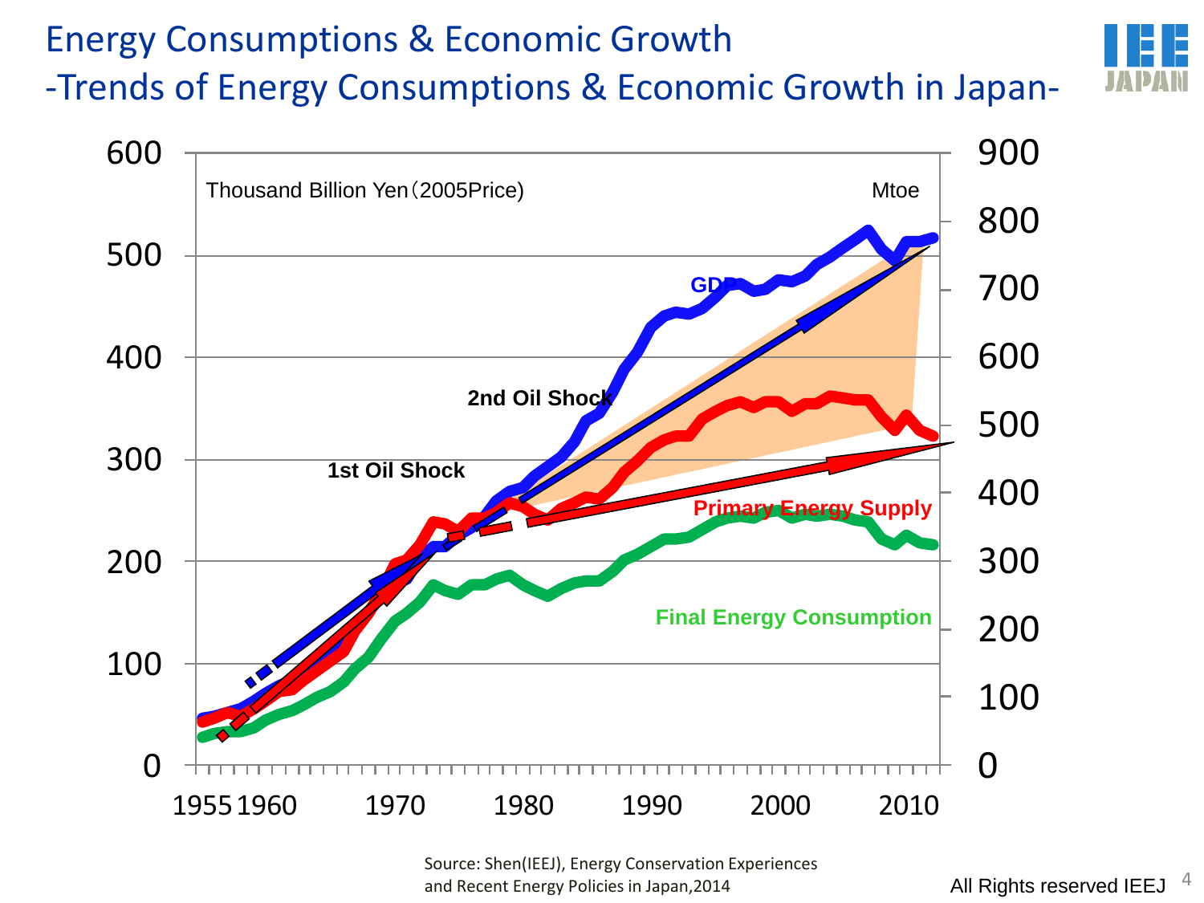# Energy Consumptions & Economic Growth

## -Trends of Energy Consumptions & Economic Growth in Japan-

Thousand Billion Yen（2005Price）

Mtoe

GDP

2nd Oil Shock

1st Oil Shock

Primary Energy Supply

Final Energy Consumption

Source: Shen(IEEJ), Energy Conservation Experiences and Recent Energy Policies in Japan,2014

All Rights reserved IEEJ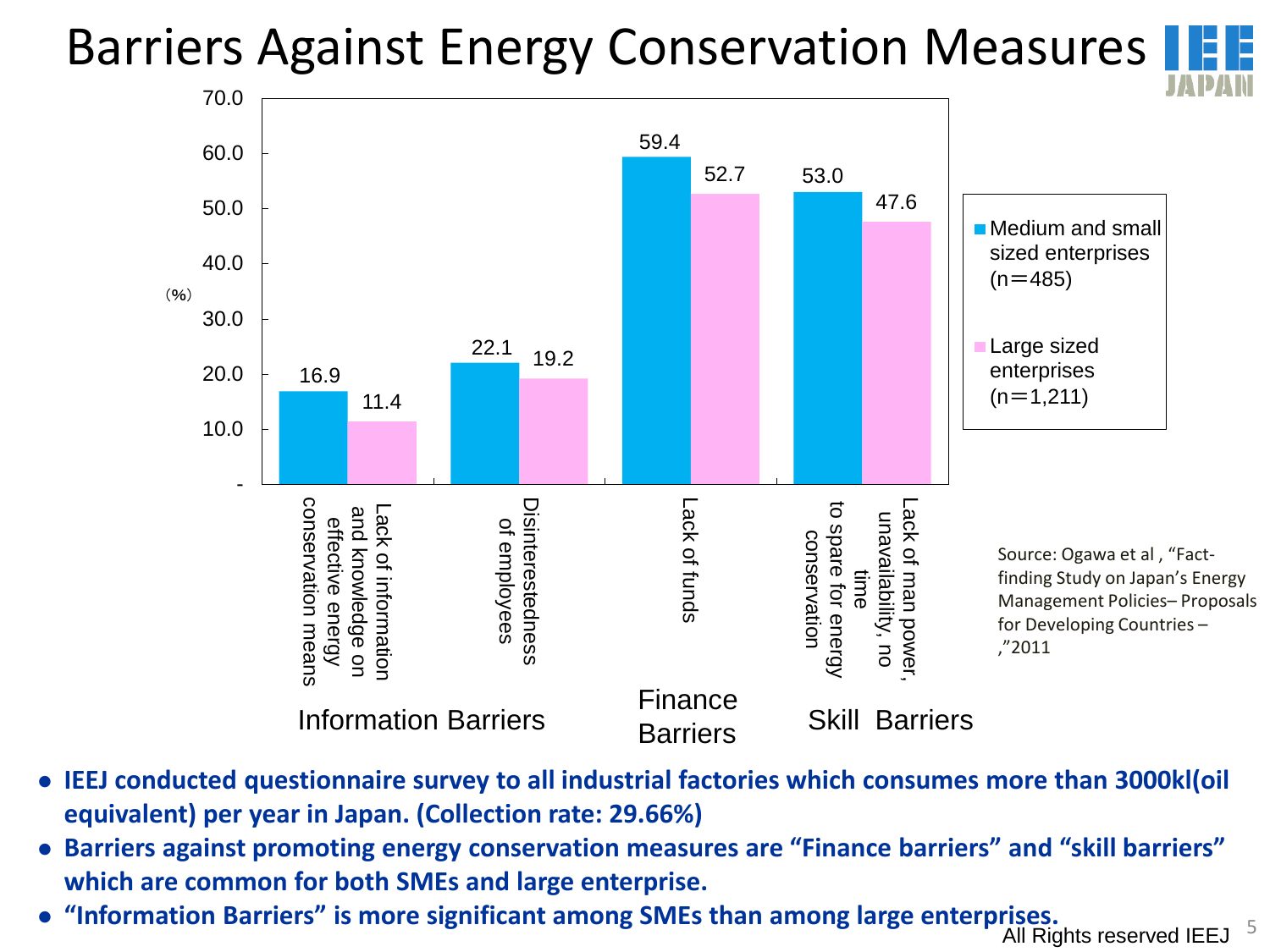# Barriers Against Energy Conservation Measures

| Category | Barrier | Medium and small sized enterprises (n＝485) (%) | Large sized enterprises (n＝1,211) (%) |
|---|---|---|---|
| Information Barriers | Lack of information and knowledge on effective energy conservation means | 16.9 | 11.4 |
| Information Barriers | Disinterestedness of employees | 22.1 | 19.2 |
| Finance Barriers | Lack of funds | 59.4 | 52.7 |
| Skill Barriers | Lack of man power, unavailability, no time to spare for energy conservation | 53.0 | 47.6 |

Source: Ogawa et al , "Fact-finding Study on Japan's Energy Management Policies– Proposals for Developing Countries – ,"2011

- **IEEJ conducted questionnaire survey to all industrial factories which consumes more than 3000kl(oil equivalent) per year in Japan. (Collection rate: 29.66%)**
- **Barriers against promoting energy conservation measures are "Finance barriers" and "skill barriers" which are common for both SMEs and large enterprise.**
- **"Information Barriers" is more significant among SMEs than among large enterprises.**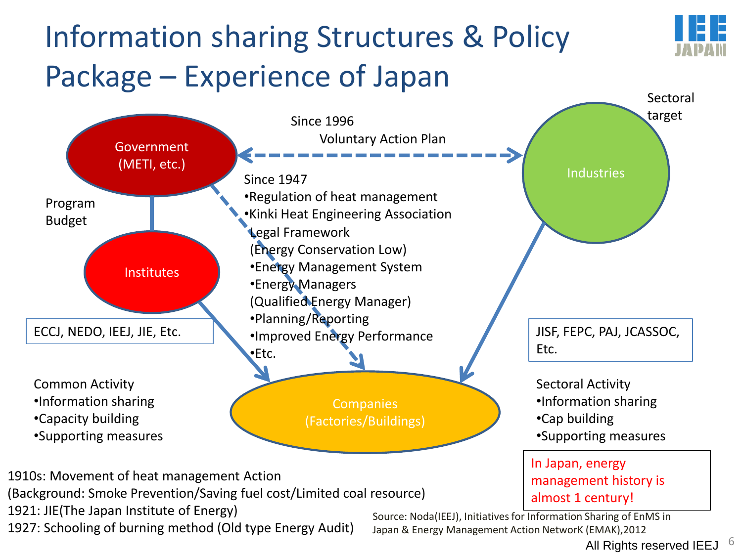# Information sharing Structures & Policy Package – Experience of Japan

Government (METI, etc.)

Since 1996
Voluntary Action Plan

Industries

Sectoral target

Program
Budget

Institutes

ECCJ, NEDO, IEEJ, JIE, Etc.

Since 1947
- Regulation of heat management
- Kinki Heat Engineering Association

Legal Framework
(Energy Conservation Low)
- Energy Management System
- Energy Managers
(Qualified Energy Manager)
- Planning/Reporting
- Improved Energy Performance
- Etc.

JISF, FEPC, PAJ, JCASSOC, Etc.

Companies (Factories/Buildings)

Common Activity
- Information sharing
- Capacity building
- Supporting measures

Sectoral Activity
- Information sharing
- Cap building
- Supporting measures

In Japan, energy management history is almost 1 century!

1910s: Movement of heat management Action
(Background: Smoke Prevention/Saving fuel cost/Limited coal resource)
1921: JIE(The Japan Institute of Energy)
1927: Schooling of burning method (Old type Energy Audit)

Source: Noda(IEEJ), Initiatives for Information Sharing of EnMS in Japan & Energy Management Action NetworK (EMAK),2012

All Rights reserved IEEJ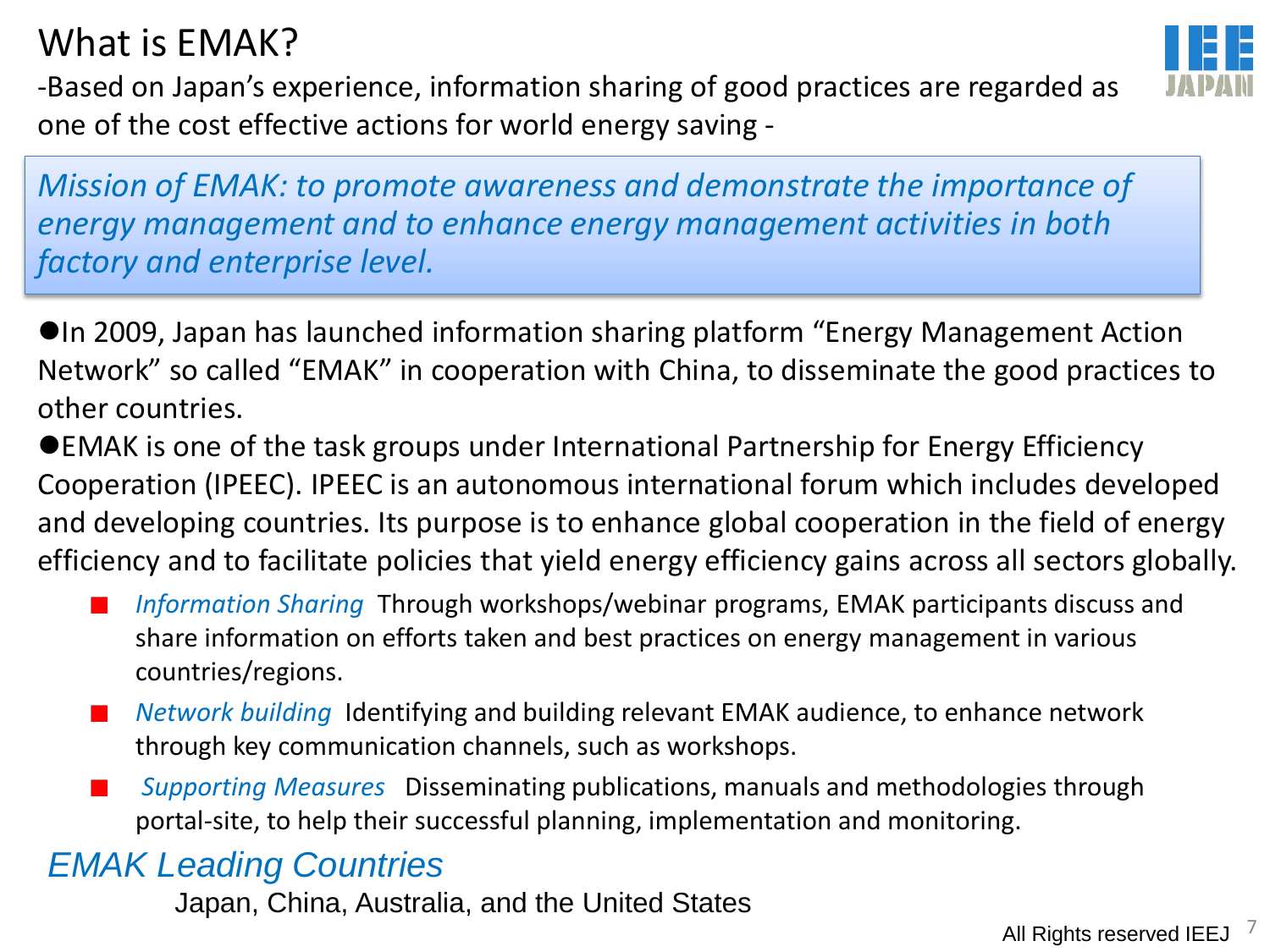# What is EMAK?

-Based on Japan's experience, information sharing of good practices are regarded as one of the cost effective actions for world energy saving -

*Mission of EMAK: to promote awareness and demonstrate the importance of energy management and to enhance energy management activities in both factory and enterprise level.*

- In 2009, Japan has launched information sharing platform "Energy Management Action Network" so called "EMAK" in cooperation with China, to disseminate the good practices to other countries.
- EMAK is one of the task groups under International Partnership for Energy Efficiency Cooperation (IPEEC). IPEEC is an autonomous international forum which includes developed and developing countries. Its purpose is to enhance global cooperation in the field of energy efficiency and to facilitate policies that yield energy efficiency gains across all sectors globally.
  - *Information Sharing* Through workshops/webinar programs, EMAK participants discuss and share information on efforts taken and best practices on energy management in various countries/regions.
  - *Network building* Identifying and building relevant EMAK audience, to enhance network through key communication channels, such as workshops.
  - *Supporting Measures* Disseminating publications, manuals and methodologies through portal-site, to help their successful planning, implementation and monitoring.

## *EMAK Leading Countries*

Japan, China, Australia, and the United States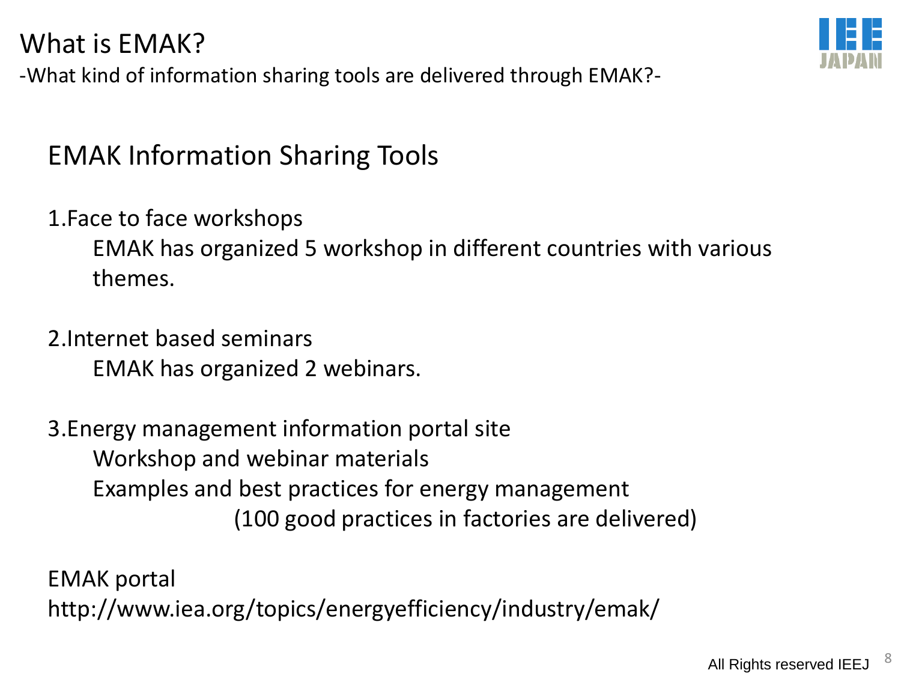# What is EMAK?

-What kind of information sharing tools are delivered through EMAK?-

## EMAK Information Sharing Tools

1.Face to face workshops

EMAK has organized 5 workshop in different countries with various themes.

2.Internet based seminars

EMAK has organized 2 webinars.

3.Energy management information portal site

Workshop and webinar materials

Examples and best practices for energy management

(100 good practices in factories are delivered)

EMAK portal

http://www.iea.org/topics/energyefficiency/industry/emak/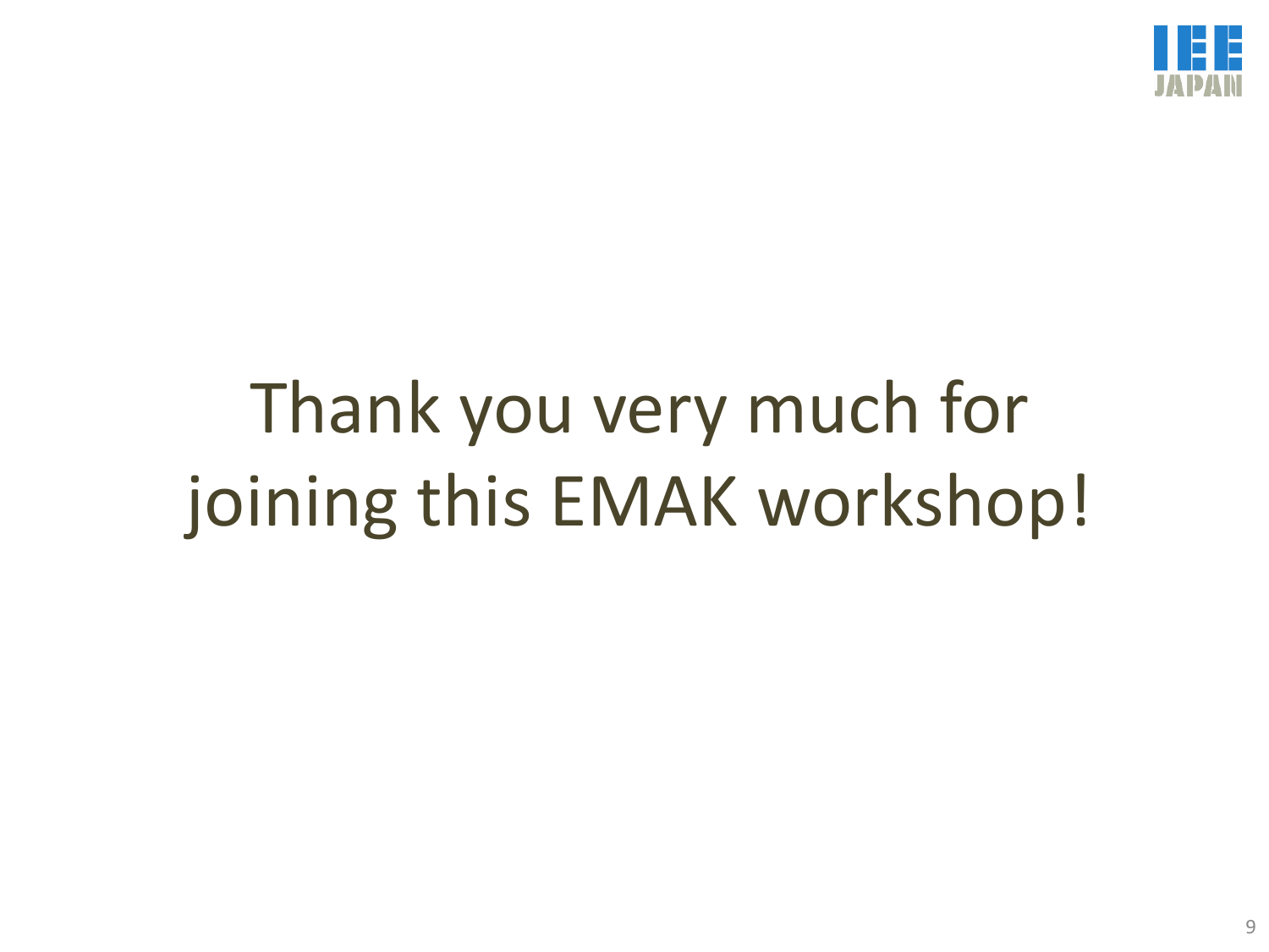Thank you very much for joining this EMAK workshop!